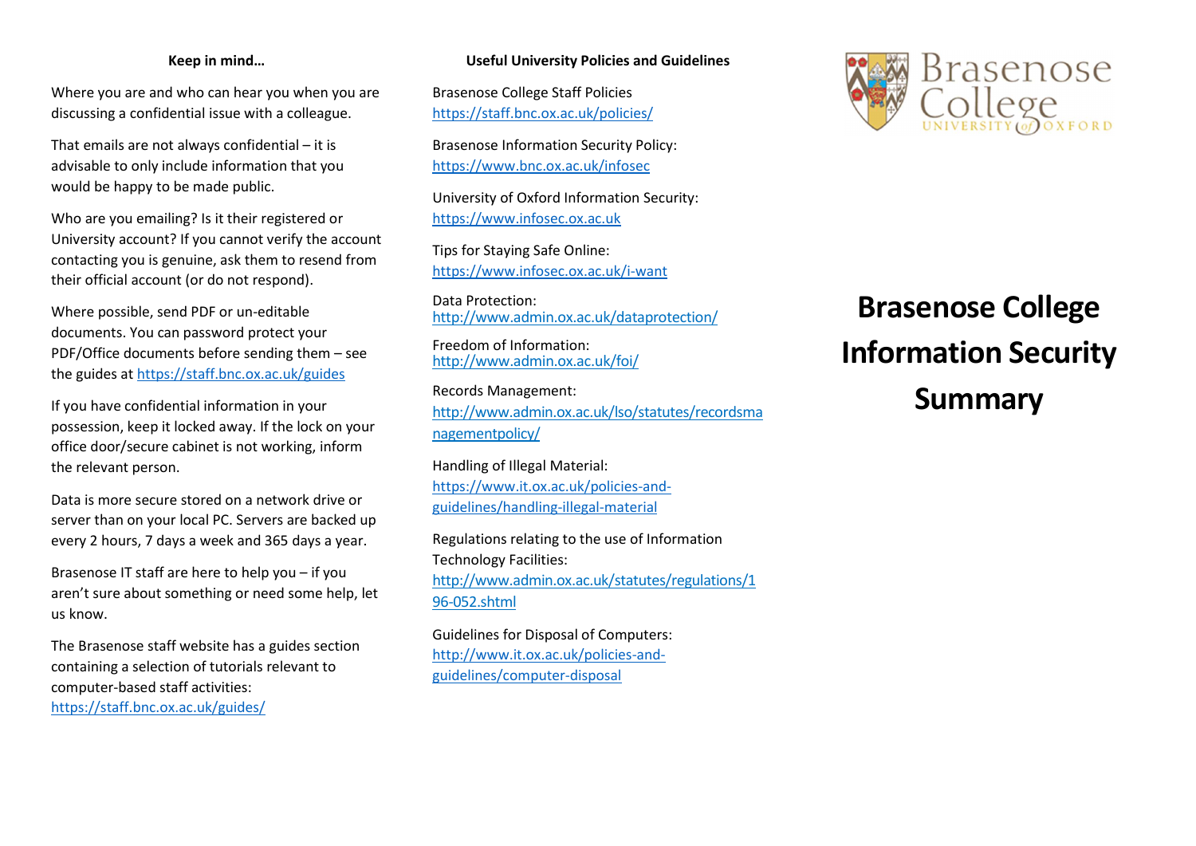#### Keep in mind…

Where you are and who can hear you when you are discussing a confidential issue with a colleague.

That emails are not always confidential – it is advisable to only include information that you would be happy to be made public.

Who are you emailing? Is it their registered or University account? If you cannot verify the account contacting you is genuine, ask them to resend from their official account (or do not respond).

Where possible, send PDF or un-editable documents. You can password protect your PDF/Office documents before sending them – see the guides at https://staff.bnc.ox.ac.uk/guides

If you have confidential information in your possession, keep it locked away. If the lock on your office door/secure cabinet is not working, inform the relevant person.

Data is more secure stored on a network drive or server than on your local PC. Servers are backed up every 2 hours, 7 days a week and 365 days a year.

Brasenose IT staff are here to help you – if you aren't sure about something or need some help, let us know.

The Brasenose staff website has a guides section containing a selection of tutorials relevant to computer-based staff activities: https://staff.bnc.ox.ac.uk/guides/

#### Useful University Policies and Guidelines

Brasenose College Staff Policies
https://staff.bnc.ox.ac.uk/policies/

Brasenose Information Security Policy:
https://www.bnc.ox.ac.uk/infosec

University of Oxford Information Security:
https://www.infosec.ox.ac.uk

Tips for Staying Safe Online:
https://www.infosec.ox.ac.uk/i-want

Data Protection:
http://www.admin.ox.ac.uk/dataprotection/

Freedom of Information:
http://www.admin.ox.ac.uk/foi/

Records Management:
http://www.admin.ox.ac.uk/lso/statutes/recordsmanagementpolicy/

Handling of Illegal Material:
https://www.it.ox.ac.uk/policies-and-guidelines/handling-illegal-material

Regulations relating to the use of Information Technology Facilities:
http://www.admin.ox.ac.uk/statutes/regulations/196-052.shtml

Guidelines for Disposal of Computers:
http://www.it.ox.ac.uk/policies-and-guidelines/computer-disposal

Brasenose College
UNIVERSITY of OXFORD

# Brasenose College Information Security Summary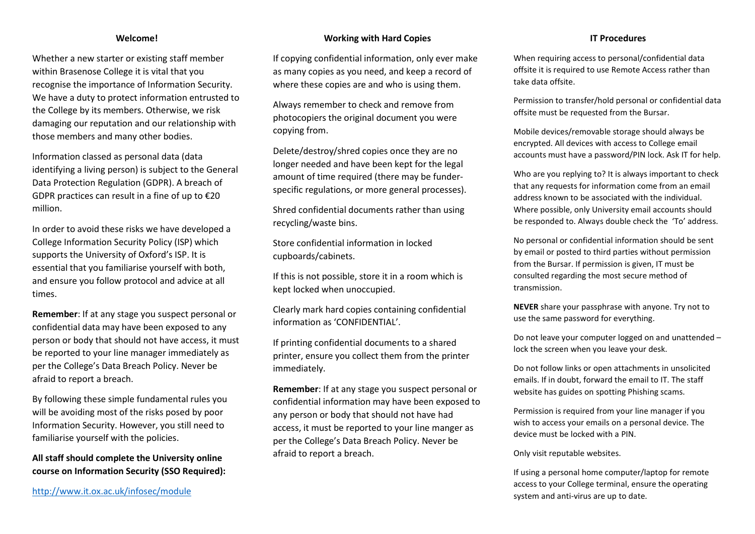## Welcome!

Whether a new starter or existing staff member within Brasenose College it is vital that you recognise the importance of Information Security. We have a duty to protect information entrusted to the College by its members. Otherwise, we risk damaging our reputation and our relationship with those members and many other bodies.

Information classed as personal data (data identifying a living person) is subject to the General Data Protection Regulation (GDPR). A breach of GDPR practices can result in a fine of up to €20 million.

In order to avoid these risks we have developed a College Information Security Policy (ISP) which supports the University of Oxford's ISP. It is essential that you familiarise yourself with both, and ensure you follow protocol and advice at all times.

**Remember**: If at any stage you suspect personal or confidential data may have been exposed to any person or body that should not have access, it must be reported to your line manager immediately as per the College's Data Breach Policy. Never be afraid to report a breach.

By following these simple fundamental rules you will be avoiding most of the risks posed by poor Information Security. However, you still need to familiarise yourself with the policies.

**All staff should complete the University online course on Information Security (SSO Required):**

http://www.it.ox.ac.uk/infosec/module

## Working with Hard Copies

If copying confidential information, only ever make as many copies as you need, and keep a record of where these copies are and who is using them.

Always remember to check and remove from photocopiers the original document you were copying from.

Delete/destroy/shred copies once they are no longer needed and have been kept for the legal amount of time required (there may be funder-specific regulations, or more general processes).

Shred confidential documents rather than using recycling/waste bins.

Store confidential information in locked cupboards/cabinets.

If this is not possible, store it in a room which is kept locked when unoccupied.

Clearly mark hard copies containing confidential information as 'CONFIDENTIAL'.

If printing confidential documents to a shared printer, ensure you collect them from the printer immediately.

**Remember**: If at any stage you suspect personal or confidential information may have been exposed to any person or body that should not have had access, it must be reported to your line manger as per the College's Data Breach Policy. Never be afraid to report a breach.

## IT Procedures

When requiring access to personal/confidential data offsite it is required to use Remote Access rather than take data offsite.

Permission to transfer/hold personal or confidential data offsite must be requested from the Bursar.

Mobile devices/removable storage should always be encrypted. All devices with access to College email accounts must have a password/PIN lock. Ask IT for help.

Who are you replying to? It is always important to check that any requests for information come from an email address known to be associated with the individual. Where possible, only University email accounts should be responded to. Always double check the 'To' address.

No personal or confidential information should be sent by email or posted to third parties without permission from the Bursar. If permission is given, IT must be consulted regarding the most secure method of transmission.

**NEVER** share your passphrase with anyone. Try not to use the same password for everything.

Do not leave your computer logged on and unattended – lock the screen when you leave your desk.

Do not follow links or open attachments in unsolicited emails. If in doubt, forward the email to IT. The staff website has guides on spotting Phishing scams.

Permission is required from your line manager if you wish to access your emails on a personal device. The device must be locked with a PIN.

Only visit reputable websites.

If using a personal home computer/laptop for remote access to your College terminal, ensure the operating system and anti-virus are up to date.